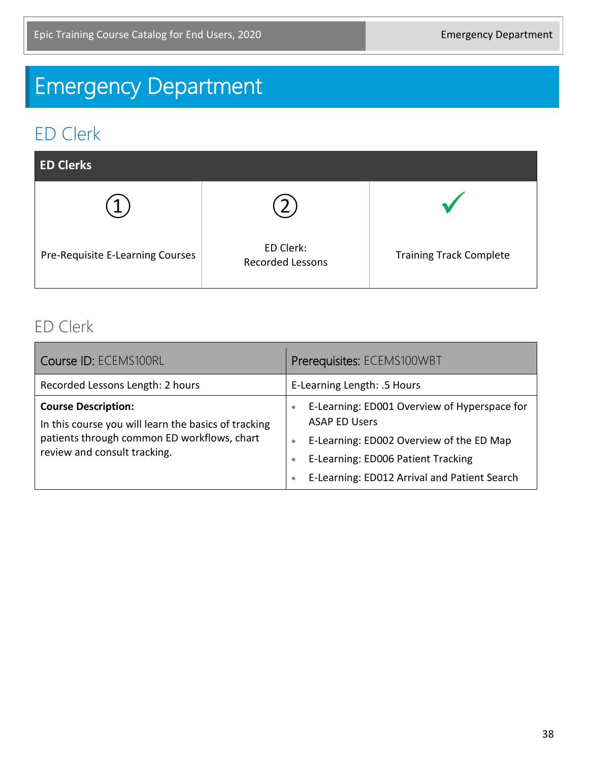# Emergency Department

## ED Clerk

| ED Clerks | | |
|---|---|---|
| ① Pre-Requisite E-Learning Courses | ② ED Clerk: Recorded Lessons | ✓ Training Track Complete |

### ED Clerk

| Course ID: ECEMS100RL | Prerequisites: ECEMS100WBT |
|---|---|
| Recorded Lessons Length: 2 hours | E-Learning Length: .5 Hours |
| **Course Description:** In this course you will learn the basics of tracking patients through common ED workflows, chart review and consult tracking. | • E-Learning: ED001 Overview of Hyperspace for ASAP ED Users<br>• E-Learning: ED002 Overview of the ED Map<br>• E-Learning: ED006 Patient Tracking<br>• E-Learning: ED012 Arrival and Patient Search |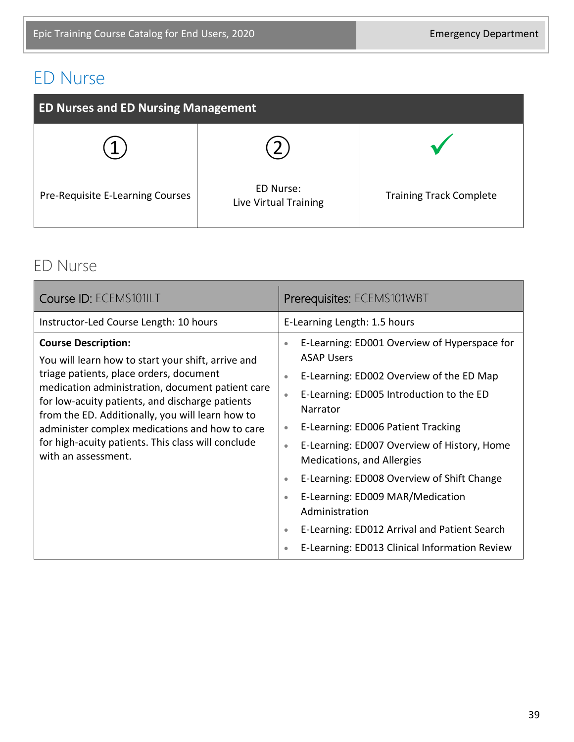# ED Nurse

| ED Nurses and ED Nursing Management | | |
|---|---|---|
| ① Pre-Requisite E-Learning Courses | ② ED Nurse: Live Virtual Training | ✓ Training Track Complete |

## ED Nurse

| Course ID: ECEMS101ILT | Prerequisites: ECEMS101WBT |
|---|---|
| Instructor-Led Course Length: 10 hours | E-Learning Length: 1.5 hours |
| **Course Description:** You will learn how to start your shift, arrive and triage patients, place orders, document medication administration, document patient care for low-acuity patients, and discharge patients from the ED. Additionally, you will learn how to administer complex medications and how to care for high-acuity patients. This class will conclude with an assessment. | • E-Learning: ED001 Overview of Hyperspace for ASAP Users<br>• E-Learning: ED002 Overview of the ED Map<br>• E-Learning: ED005 Introduction to the ED Narrator<br>• E-Learning: ED006 Patient Tracking<br>• E-Learning: ED007 Overview of History, Home Medications, and Allergies<br>• E-Learning: ED008 Overview of Shift Change<br>• E-Learning: ED009 MAR/Medication Administration<br>• E-Learning: ED012 Arrival and Patient Search<br>• E-Learning: ED013 Clinical Information Review |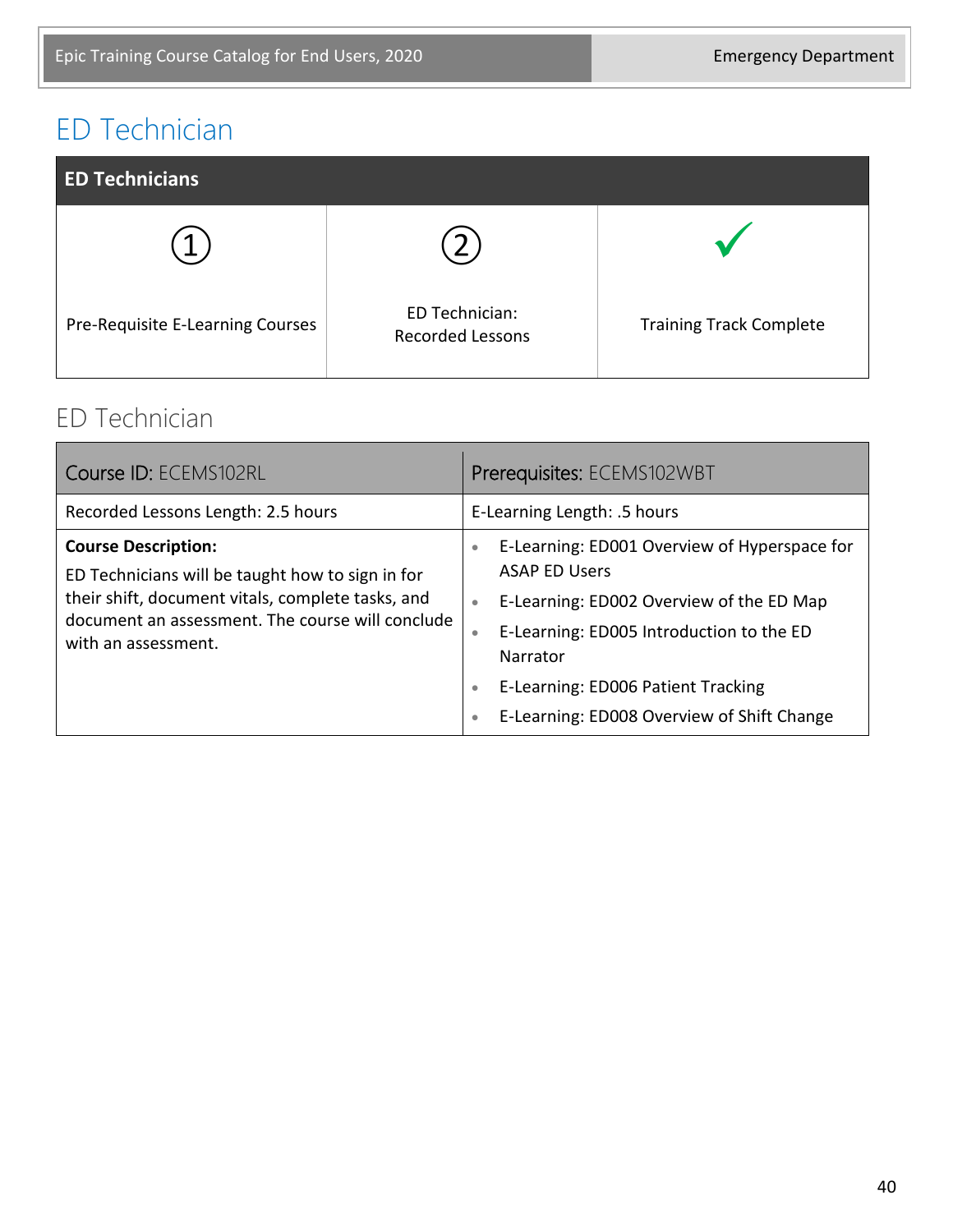# ED Technician

| ED Technicians | | |
|---|---|---|
| ① Pre-Requisite E-Learning Courses | ② ED Technician: Recorded Lessons | ✓ Training Track Complete |

## ED Technician

| Course ID: ECEMS102RL | Prerequisites: ECEMS102WBT |
|---|---|
| Recorded Lessons Length: 2.5 hours | E-Learning Length: .5 hours |
| **Course Description:** ED Technicians will be taught how to sign in for their shift, document vitals, complete tasks, and document an assessment. The course will conclude with an assessment. | • E-Learning: ED001 Overview of Hyperspace for ASAP ED Users<br>• E-Learning: ED002 Overview of the ED Map<br>• E-Learning: ED005 Introduction to the ED Narrator<br>• E-Learning: ED006 Patient Tracking<br>• E-Learning: ED008 Overview of Shift Change |